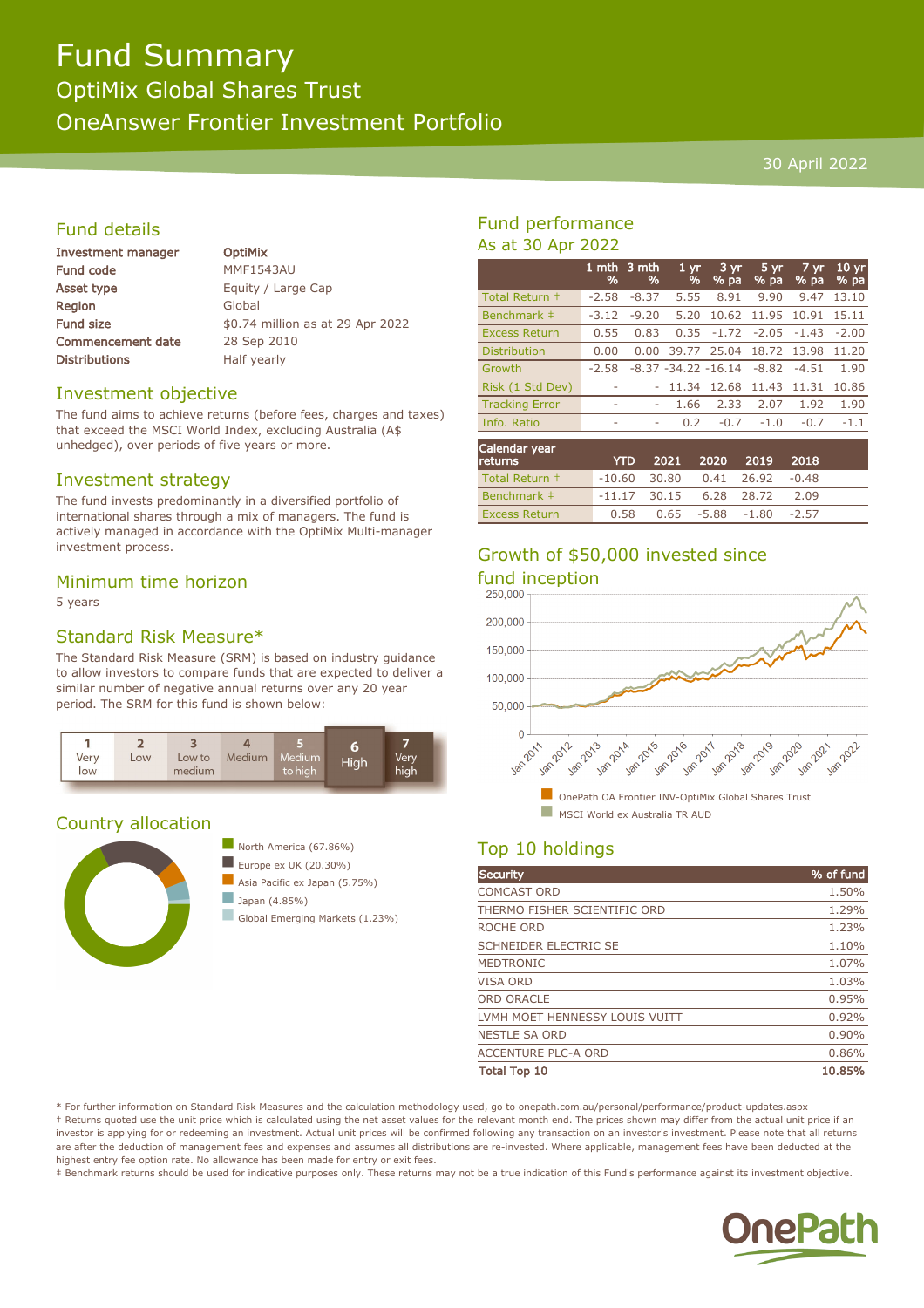# Fund Summary

## OptiMix Global Shares Trust

## OneAnswer Frontier Investment Portfolio

30 April 2022

## Fund details

| | |
|---|---|
| **Investment manager** | **OptiMix** |
| **Fund code** | MMF1543AU |
| **Asset type** | Equity / Large Cap |
| **Region** | Global |
| **Fund size** | $0.74 million as at 29 Apr 2022 |
| **Commencement date** | 28 Sep 2010 |
| **Distributions** | Half yearly |

## Investment objective

The fund aims to achieve returns (before fees, charges and taxes) that exceed the MSCI World Index, excluding Australia (A$ unhedged), over periods of five years or more.

## Investment strategy

The fund invests predominantly in a diversified portfolio of international shares through a mix of managers. The fund is actively managed in accordance with the OptiMix Multi-manager investment process.

## Minimum time horizon

5 years

## Standard Risk Measure*

The Standard Risk Measure (SRM) is based on industry guidance to allow investors to compare funds that are expected to deliver a similar number of negative annual returns over any 20 year period. The SRM for this fund is shown below:

| 1 | 2 | 3 | 4 | 5 | **6** | 7 |
|---|---|---|---|---|---|---|
| Very low | Low | Low to medium | Medium | Medium to high | **High** | Very high |

## Country allocation

- North America (67.86%)
- Europe ex UK (20.30%)
- Asia Pacific ex Japan (5.75%)
- Japan (4.85%)
- Global Emerging Markets (1.23%)

## Fund performance

As at 30 Apr 2022

| | 1 mth % | 3 mth % | 1 yr % | 3 yr % pa | 5 yr % pa | 7 yr % pa | 10 yr % pa |
|---|---|---|---|---|---|---|---|
| Total Return † | -2.58 | -8.37 | 5.55 | 8.91 | 9.90 | 9.47 | 13.10 |
| Benchmark ‡ | -3.12 | -9.20 | 5.20 | 10.62 | 11.95 | 10.91 | 15.11 |
| Excess Return | 0.55 | 0.83 | 0.35 | -1.72 | -2.05 | -1.43 | -2.00 |
| Distribution | 0.00 | 0.00 | 39.77 | 25.04 | 18.72 | 13.98 | 11.20 |
| Growth | -2.58 | -8.37 | -34.22 | -16.14 | -8.82 | -4.51 | 1.90 |
| Risk (1 Std Dev) | - | - | 11.34 | 12.68 | 11.43 | 11.31 | 10.86 |
| Tracking Error | - | - | 1.66 | 2.33 | 2.07 | 1.92 | 1.90 |
| Info. Ratio | - | - | 0.2 | -0.7 | -1.0 | -0.7 | -1.1 |

| Calendar year returns | YTD | 2021 | 2020 | 2019 | 2018 |
|---|---|---|---|---|---|
| Total Return † | -10.60 | 30.80 | 0.41 | 26.92 | -0.48 |
| Benchmark ‡ | -11.17 | 30.15 | 6.28 | 28.72 | 2.09 |
| Excess Return | 0.58 | 0.65 | -5.88 | -1.80 | -2.57 |

## Growth of $50,000 invested since fund inception

- OnePath OA Frontier INV-OptiMix Global Shares Trust
- MSCI World ex Australia TR AUD

## Top 10 holdings

| Security | % of fund |
|---|---|
| COMCAST ORD | 1.50% |
| THERMO FISHER SCIENTIFIC ORD | 1.29% |
| ROCHE ORD | 1.23% |
| SCHNEIDER ELECTRIC SE | 1.10% |
| MEDTRONIC | 1.07% |
| VISA ORD | 1.03% |
| ORD ORACLE | 0.95% |
| LVMH MOET HENNESSY LOUIS VUITT | 0.92% |
| NESTLE SA ORD | 0.90% |
| ACCENTURE PLC-A ORD | 0.86% |
| **Total Top 10** | **10.85%** |

\* For further information on Standard Risk Measures and the calculation methodology used, go to onepath.com.au/personal/performance/product-updates.aspx

† Returns quoted use the unit price which is calculated using the net asset values for the relevant month end. The prices shown may differ from the actual unit price if an investor is applying for or redeeming an investment. Actual unit prices will be confirmed following any transaction on an investor's investment. Please note that all returns are after the deduction of management fees and expenses and assumes all distributions are re-invested. Where applicable, management fees have been deducted at the highest entry fee option rate. No allowance has been made for entry or exit fees.

‡ Benchmark returns should be used for indicative purposes only. These returns may not be a true indication of this Fund's performance against its investment objective.

OnePath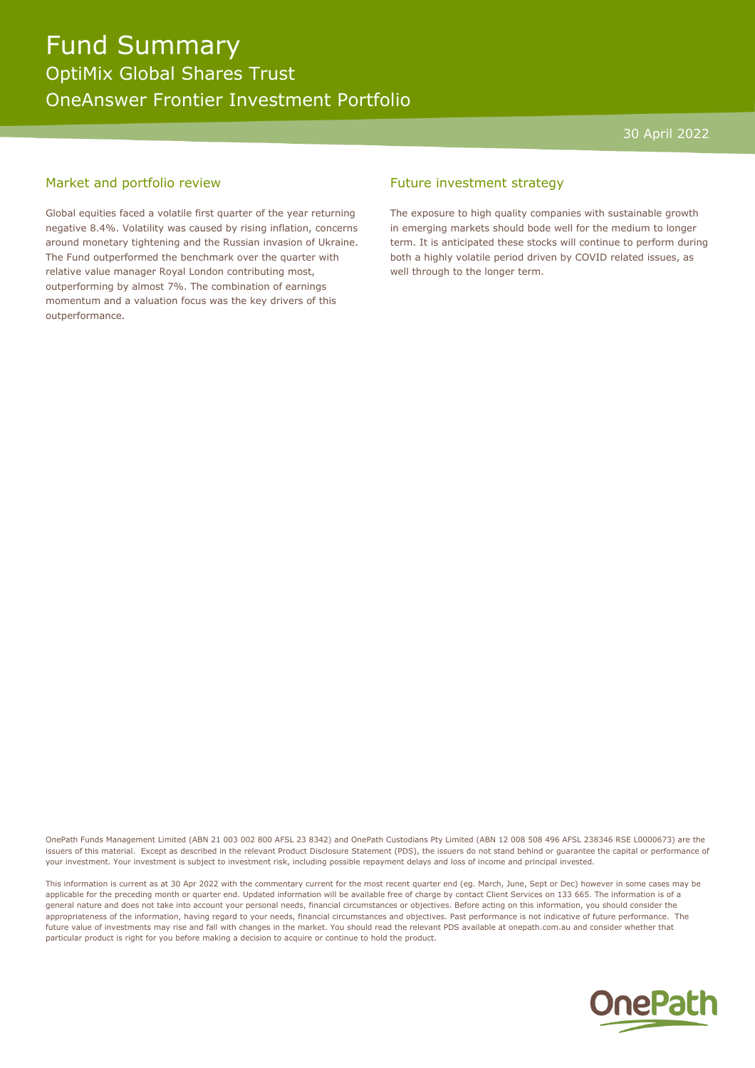# Fund Summary

## OptiMix Global Shares Trust

## OneAnswer Frontier Investment Portfolio

30 April 2022

### Market and portfolio review

Global equities faced a volatile first quarter of the year returning negative 8.4%. Volatility was caused by rising inflation, concerns around monetary tightening and the Russian invasion of Ukraine. The Fund outperformed the benchmark over the quarter with relative value manager Royal London contributing most, outperforming by almost 7%. The combination of earnings momentum and a valuation focus was the key drivers of this outperformance.

### Future investment strategy

The exposure to high quality companies with sustainable growth in emerging markets should bode well for the medium to longer term. It is anticipated these stocks will continue to perform during both a highly volatile period driven by COVID related issues, as well through to the longer term.

OnePath Funds Management Limited (ABN 21 003 002 800 AFSL 23 8342) and OnePath Custodians Pty Limited (ABN 12 008 508 496 AFSL 238346 RSE L0000673) are the issuers of this material. Except as described in the relevant Product Disclosure Statement (PDS), the issuers do not stand behind or guarantee the capital or performance of your investment. Your investment is subject to investment risk, including possible repayment delays and loss of income and principal invested.

This information is current as at 30 Apr 2022 with the commentary current for the most recent quarter end (eg. March, June, Sept or Dec) however in some cases may be applicable for the preceding month or quarter end. Updated information will be available free of charge by contact Client Services on 133 665. The information is of a general nature and does not take into account your personal needs, financial circumstances or objectives. Before acting on this information, you should consider the appropriateness of the information, having regard to your needs, financial circumstances and objectives. Past performance is not indicative of future performance. The future value of investments may rise and fall with changes in the market. You should read the relevant PDS available at onepath.com.au and consider whether that particular product is right for you before making a decision to acquire or continue to hold the product.

OnePath